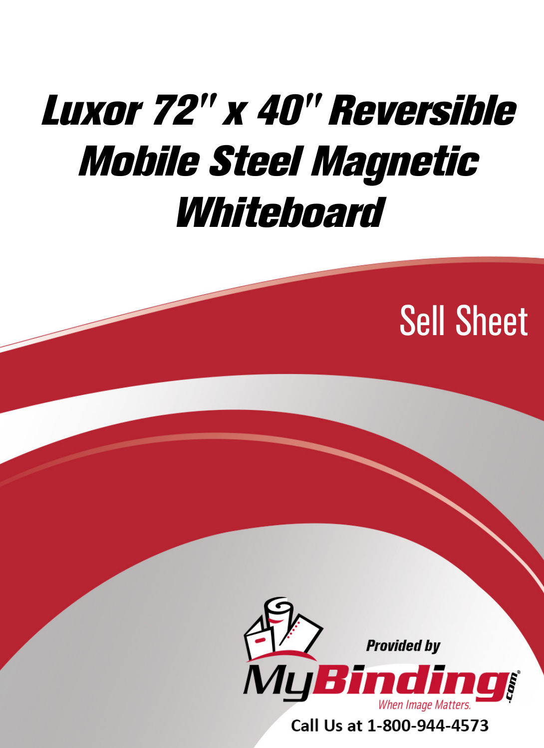# Luxor 72" x 40" Reversible Mobile Steel Magnetic Whiteboard

Sell Sheet

Provided by

MyBinding.com

When Image Matters.

Call Us at 1-800-944-4573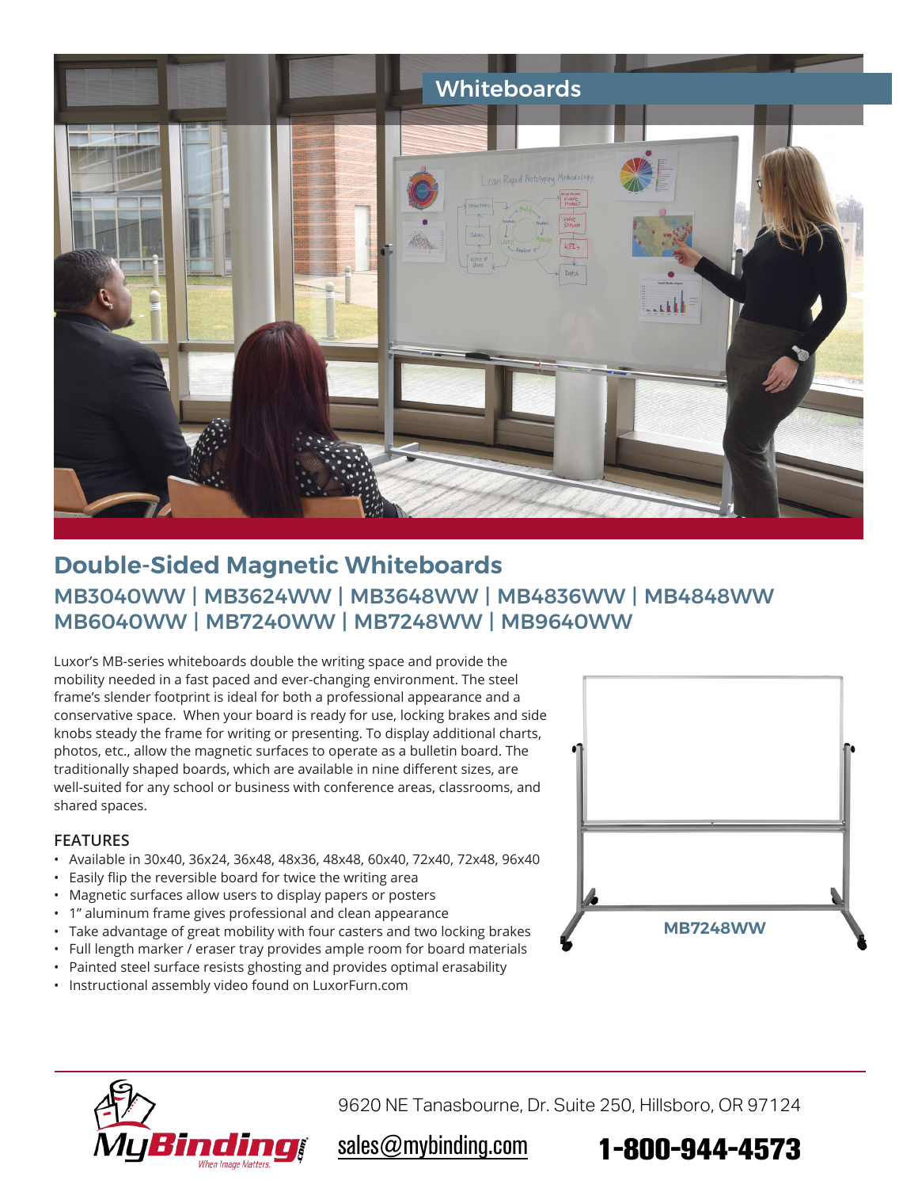Whiteboards

# Double-Sided Magnetic Whiteboards

## MB3040WW | MB3624WW | MB3648WW | MB4836WW | MB4848WW MB6040WW | MB7240WW | MB7248WW | MB9640WW

Luxor's MB-series whiteboards double the writing space and provide the mobility needed in a fast paced and ever-changing environment. The steel frame's slender footprint is ideal for both a professional appearance and a conservative space. When your board is ready for use, locking brakes and side knobs steady the frame for writing or presenting. To display additional charts, photos, etc., allow the magnetic surfaces to operate as a bulletin board. The traditionally shaped boards, which are available in nine different sizes, are well-suited for any school or business with conference areas, classrooms, and shared spaces.

### FEATURES

- Available in 30x40, 36x24, 36x48, 48x36, 48x48, 60x40, 72x40, 72x48, 96x40
- Easily flip the reversible board for twice the writing area
- Magnetic surfaces allow users to display papers or posters
- 1" aluminum frame gives professional and clean appearance
- Take advantage of great mobility with four casters and two locking brakes
- Full length marker / eraser tray provides ample room for board materials
- Painted steel surface resists ghosting and provides optimal erasability
- Instructional assembly video found on LuxorFurn.com

MB7248WW

9620 NE Tanasbourne, Dr. Suite 250, Hillsboro, OR 97124

sales@mybinding.com

1-800-944-4573